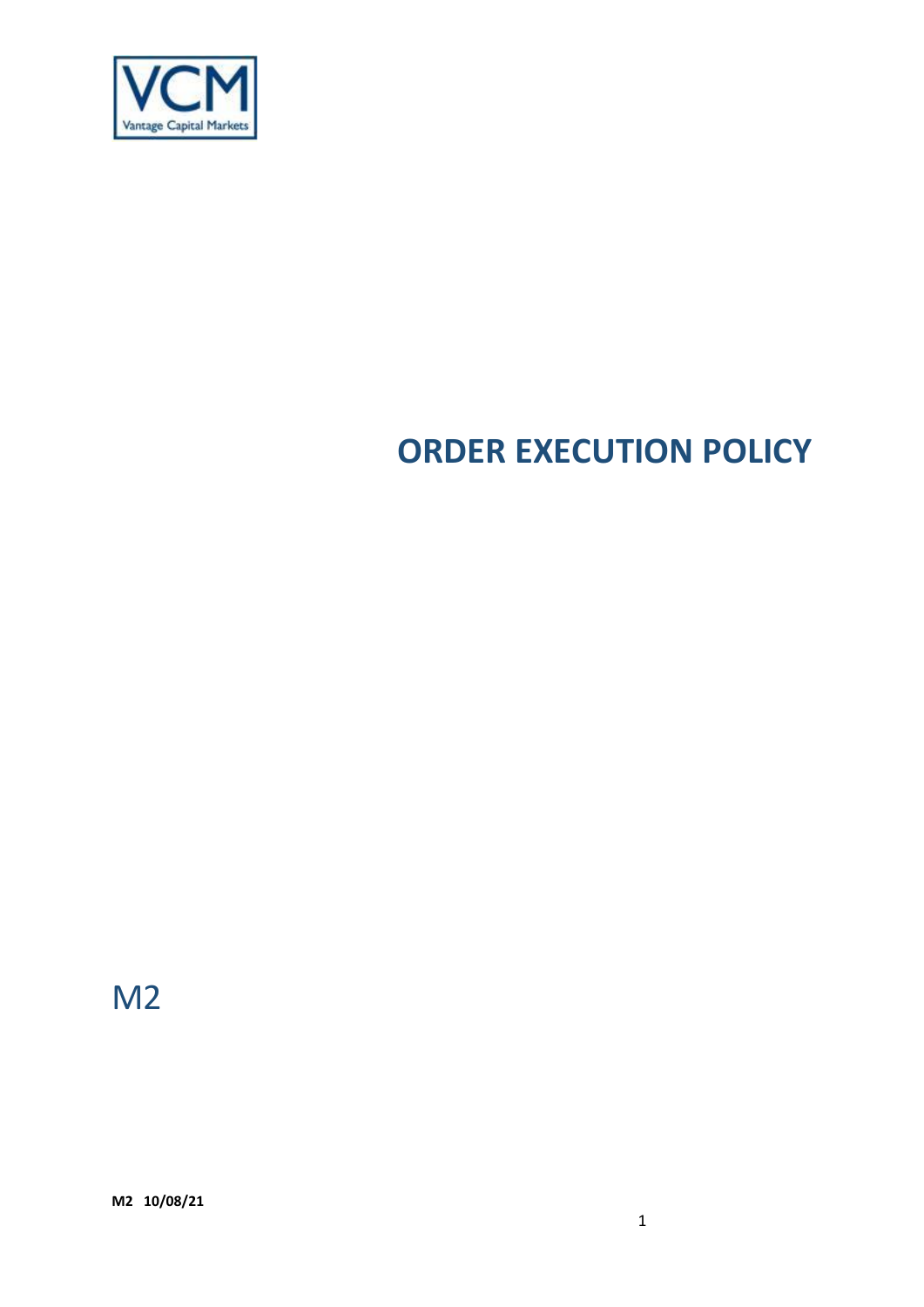VCM
Vantage Capital Markets

# ORDER EXECUTION POLICY

M2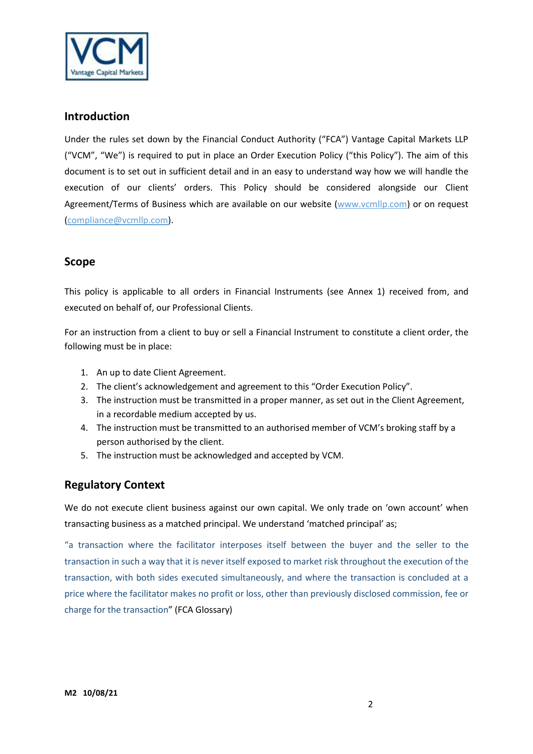## Introduction

Under the rules set down by the Financial Conduct Authority ("FCA") Vantage Capital Markets LLP ("VCM", "We") is required to put in place an Order Execution Policy ("this Policy"). The aim of this document is to set out in sufficient detail and in an easy to understand way how we will handle the execution of our clients' orders. This Policy should be considered alongside our Client Agreement/Terms of Business which are available on our website (www.vcmllp.com) or on request (compliance@vcmllp.com).

## Scope

This policy is applicable to all orders in Financial Instruments (see Annex 1) received from, and executed on behalf of, our Professional Clients.

For an instruction from a client to buy or sell a Financial Instrument to constitute a client order, the following must be in place:

1. An up to date Client Agreement.
2. The client's acknowledgement and agreement to this "Order Execution Policy".
3. The instruction must be transmitted in a proper manner, as set out in the Client Agreement, in a recordable medium accepted by us.
4. The instruction must be transmitted to an authorised member of VCM's broking staff by a person authorised by the client.
5. The instruction must be acknowledged and accepted by VCM.

## Regulatory Context

We do not execute client business against our own capital. We only trade on 'own account' when transacting business as a matched principal. We understand 'matched principal' as;

"a transaction where the facilitator interposes itself between the buyer and the seller to the transaction in such a way that it is never itself exposed to market risk throughout the execution of the transaction, with both sides executed simultaneously, and where the transaction is concluded at a price where the facilitator makes no profit or loss, other than previously disclosed commission, fee or charge for the transaction" (FCA Glossary)

**M2 10/08/21**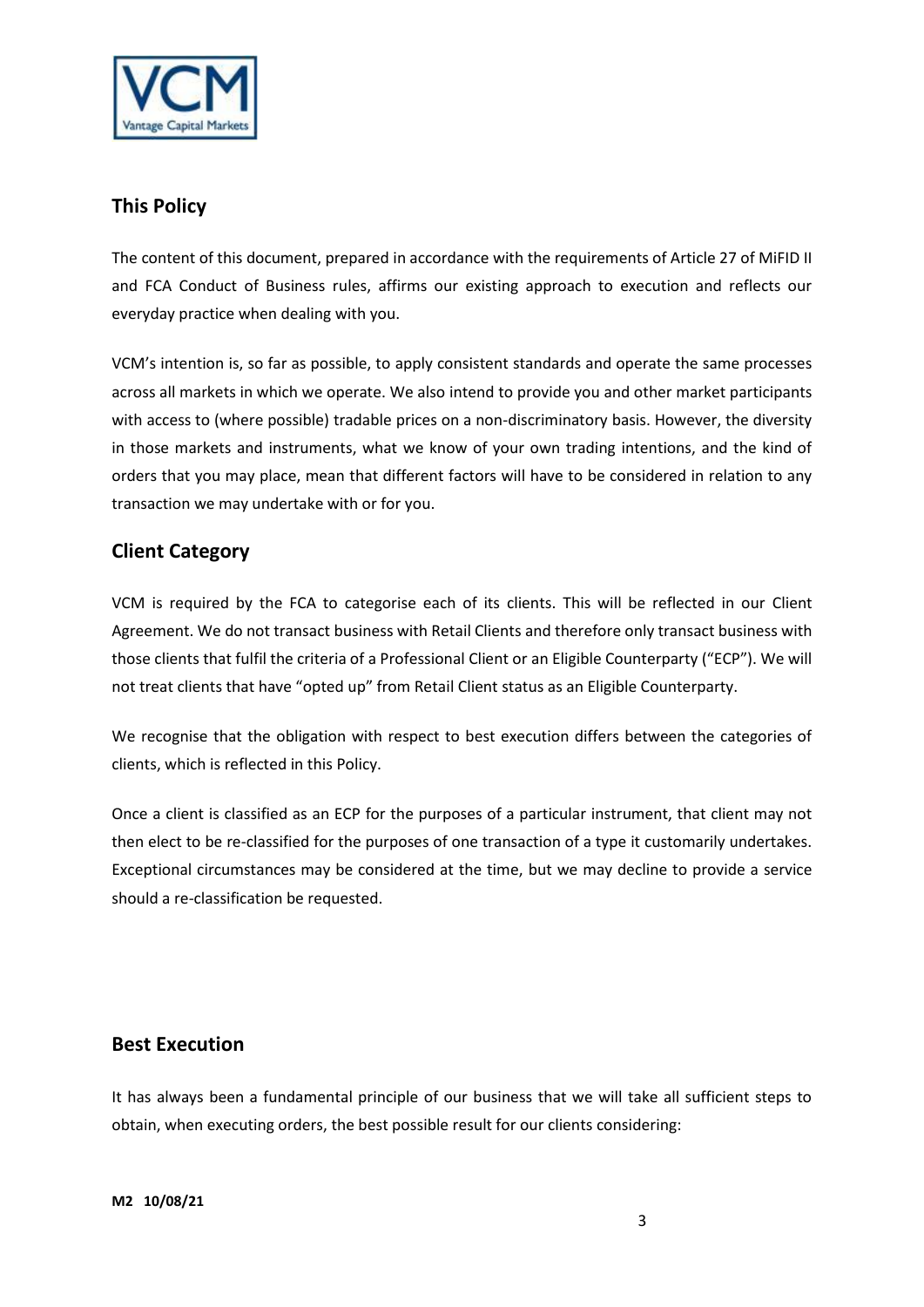## This Policy

The content of this document, prepared in accordance with the requirements of Article 27 of MiFID II and FCA Conduct of Business rules, affirms our existing approach to execution and reflects our everyday practice when dealing with you.

VCM's intention is, so far as possible, to apply consistent standards and operate the same processes across all markets in which we operate. We also intend to provide you and other market participants with access to (where possible) tradable prices on a non-discriminatory basis. However, the diversity in those markets and instruments, what we know of your own trading intentions, and the kind of orders that you may place, mean that different factors will have to be considered in relation to any transaction we may undertake with or for you.

## Client Category

VCM is required by the FCA to categorise each of its clients. This will be reflected in our Client Agreement. We do not transact business with Retail Clients and therefore only transact business with those clients that fulfil the criteria of a Professional Client or an Eligible Counterparty ("ECP"). We will not treat clients that have "opted up" from Retail Client status as an Eligible Counterparty.

We recognise that the obligation with respect to best execution differs between the categories of clients, which is reflected in this Policy.

Once a client is classified as an ECP for the purposes of a particular instrument, that client may not then elect to be re-classified for the purposes of one transaction of a type it customarily undertakes. Exceptional circumstances may be considered at the time, but we may decline to provide a service should a re-classification be requested.

## Best Execution

It has always been a fundamental principle of our business that we will take all sufficient steps to obtain, when executing orders, the best possible result for our clients considering:

**M2 10/08/21**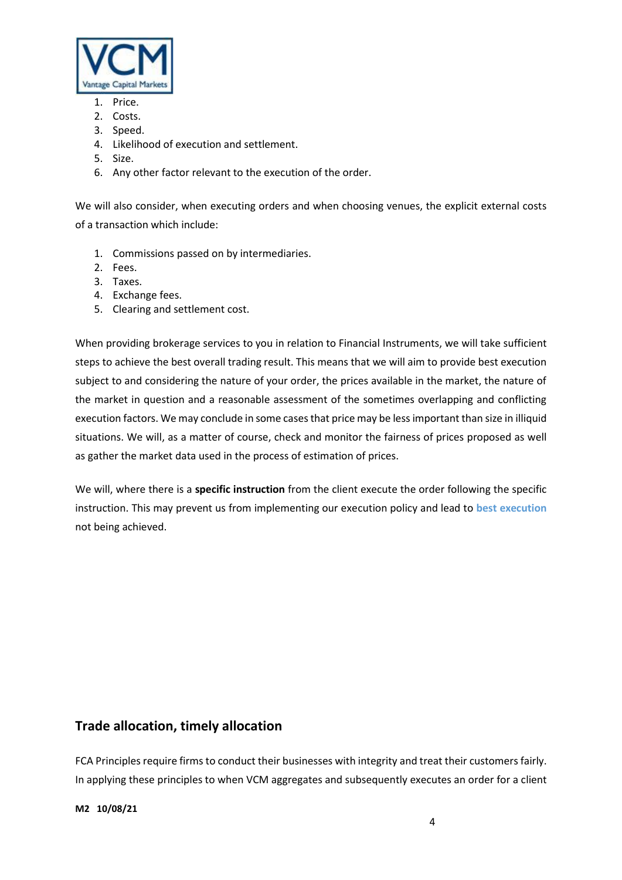1. Price.
2. Costs.
3. Speed.
4. Likelihood of execution and settlement.
5. Size.
6. Any other factor relevant to the execution of the order.

We will also consider, when executing orders and when choosing venues, the explicit external costs of a transaction which include:

1. Commissions passed on by intermediaries.
2. Fees.
3. Taxes.
4. Exchange fees.
5. Clearing and settlement cost.

When providing brokerage services to you in relation to Financial Instruments, we will take sufficient steps to achieve the best overall trading result. This means that we will aim to provide best execution subject to and considering the nature of your order, the prices available in the market, the nature of the market in question and a reasonable assessment of the sometimes overlapping and conflicting execution factors. We may conclude in some cases that price may be less important than size in illiquid situations. We will, as a matter of course, check and monitor the fairness of prices proposed as well as gather the market data used in the process of estimation of prices.

We will, where there is a **specific instruction** from the client execute the order following the specific instruction. This may prevent us from implementing our execution policy and lead to **best execution** not being achieved.

## Trade allocation, timely allocation

FCA Principles require firms to conduct their businesses with integrity and treat their customers fairly. In applying these principles to when VCM aggregates and subsequently executes an order for a client

M2 10/08/21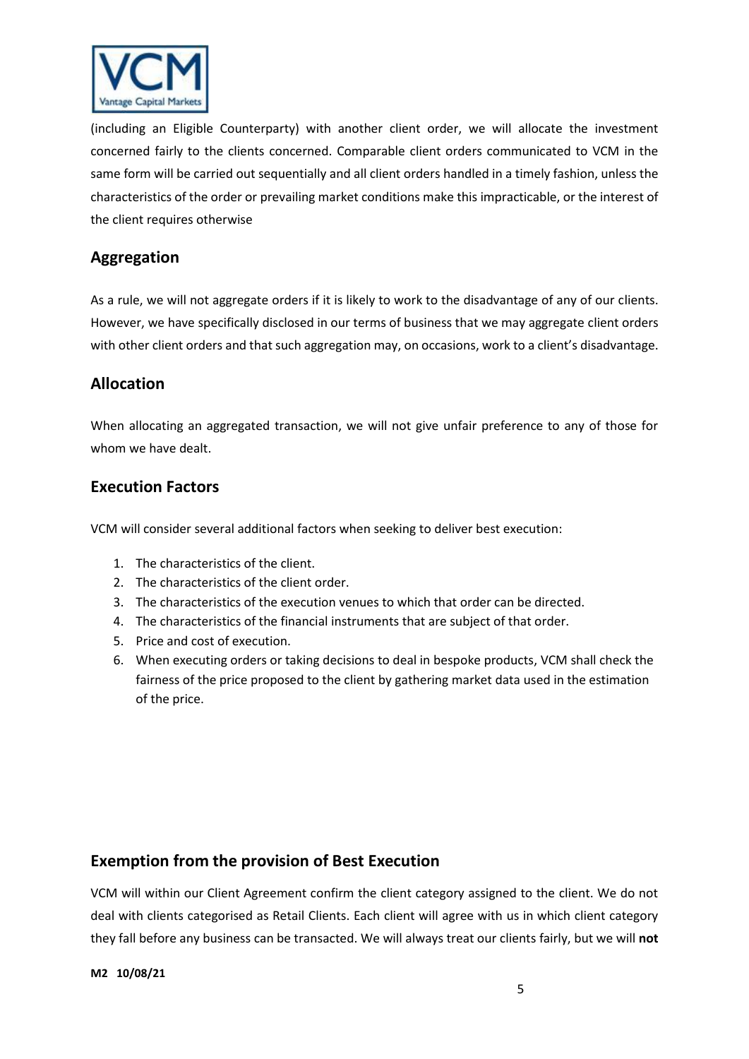(including an Eligible Counterparty) with another client order, we will allocate the investment concerned fairly to the clients concerned. Comparable client orders communicated to VCM in the same form will be carried out sequentially and all client orders handled in a timely fashion, unless the characteristics of the order or prevailing market conditions make this impracticable, or the interest of the client requires otherwise

## Aggregation

As a rule, we will not aggregate orders if it is likely to work to the disadvantage of any of our clients. However, we have specifically disclosed in our terms of business that we may aggregate client orders with other client orders and that such aggregation may, on occasions, work to a client's disadvantage.

## Allocation

When allocating an aggregated transaction, we will not give unfair preference to any of those for whom we have dealt.

## Execution Factors

VCM will consider several additional factors when seeking to deliver best execution:

1. The characteristics of the client.
2. The characteristics of the client order.
3. The characteristics of the execution venues to which that order can be directed.
4. The characteristics of the financial instruments that are subject of that order.
5. Price and cost of execution.
6. When executing orders or taking decisions to deal in bespoke products, VCM shall check the fairness of the price proposed to the client by gathering market data used in the estimation of the price.

## Exemption from the provision of Best Execution

VCM will within our Client Agreement confirm the client category assigned to the client. We do not deal with clients categorised as Retail Clients. Each client will agree with us in which client category they fall before any business can be transacted. We will always treat our clients fairly, but we will **not**

M2 10/08/21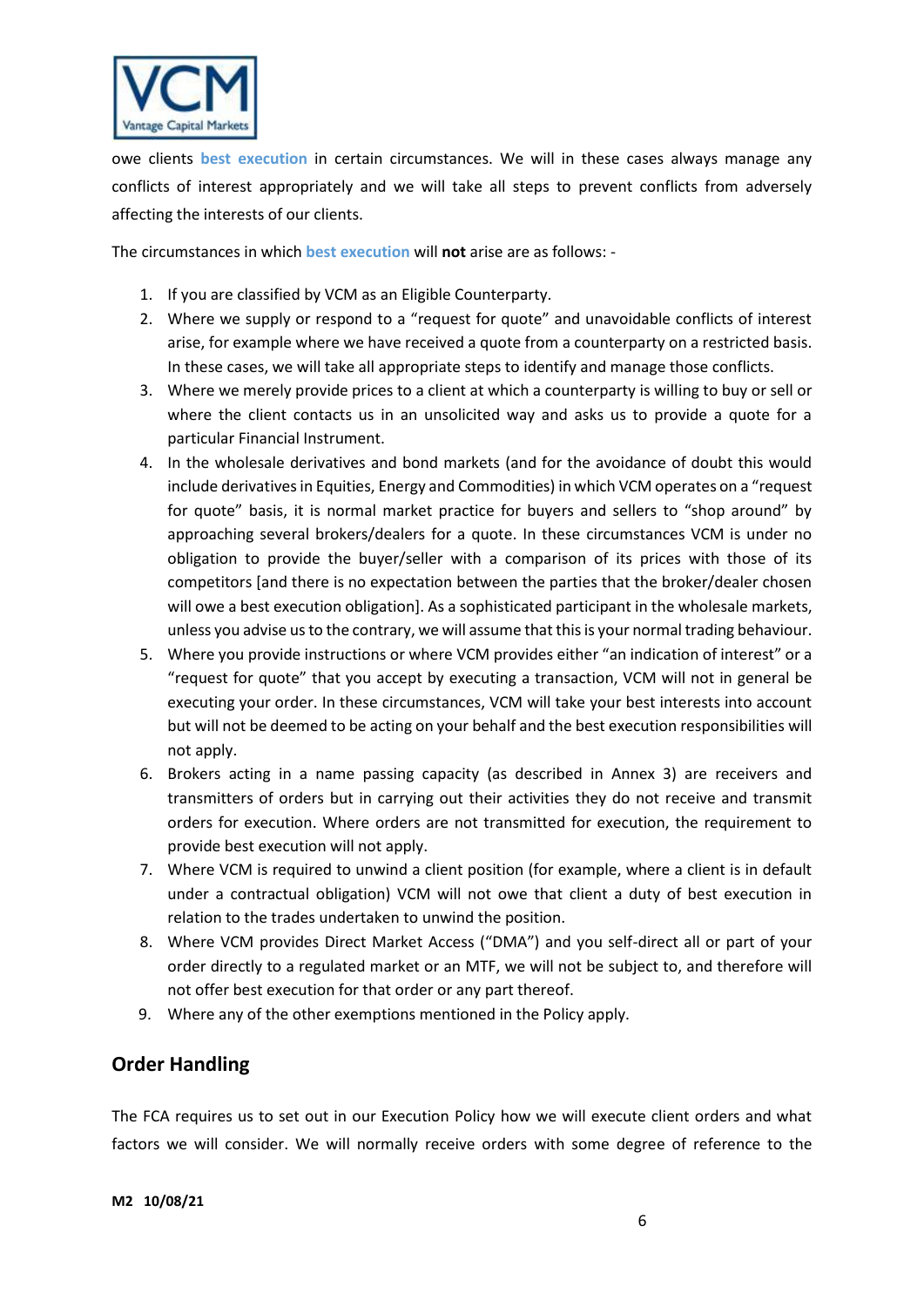owe clients **best execution** in certain circumstances. We will in these cases always manage any conflicts of interest appropriately and we will take all steps to prevent conflicts from adversely affecting the interests of our clients.

The circumstances in which **best execution** will **not** arise are as follows: -

1. If you are classified by VCM as an Eligible Counterparty.
2. Where we supply or respond to a "request for quote" and unavoidable conflicts of interest arise, for example where we have received a quote from a counterparty on a restricted basis. In these cases, we will take all appropriate steps to identify and manage those conflicts.
3. Where we merely provide prices to a client at which a counterparty is willing to buy or sell or where the client contacts us in an unsolicited way and asks us to provide a quote for a particular Financial Instrument.
4. In the wholesale derivatives and bond markets (and for the avoidance of doubt this would include derivatives in Equities, Energy and Commodities) in which VCM operates on a "request for quote" basis, it is normal market practice for buyers and sellers to "shop around" by approaching several brokers/dealers for a quote. In these circumstances VCM is under no obligation to provide the buyer/seller with a comparison of its prices with those of its competitors [and there is no expectation between the parties that the broker/dealer chosen will owe a best execution obligation]. As a sophisticated participant in the wholesale markets, unless you advise us to the contrary, we will assume that this is your normal trading behaviour.
5. Where you provide instructions or where VCM provides either "an indication of interest" or a "request for quote" that you accept by executing a transaction, VCM will not in general be executing your order. In these circumstances, VCM will take your best interests into account but will not be deemed to be acting on your behalf and the best execution responsibilities will not apply.
6. Brokers acting in a name passing capacity (as described in Annex 3) are receivers and transmitters of orders but in carrying out their activities they do not receive and transmit orders for execution. Where orders are not transmitted for execution, the requirement to provide best execution will not apply.
7. Where VCM is required to unwind a client position (for example, where a client is in default under a contractual obligation) VCM will not owe that client a duty of best execution in relation to the trades undertaken to unwind the position.
8. Where VCM provides Direct Market Access ("DMA") and you self-direct all or part of your order directly to a regulated market or an MTF, we will not be subject to, and therefore will not offer best execution for that order or any part thereof.
9. Where any of the other exemptions mentioned in the Policy apply.

## Order Handling

The FCA requires us to set out in our Execution Policy how we will execute client orders and what factors we will consider. We will normally receive orders with some degree of reference to the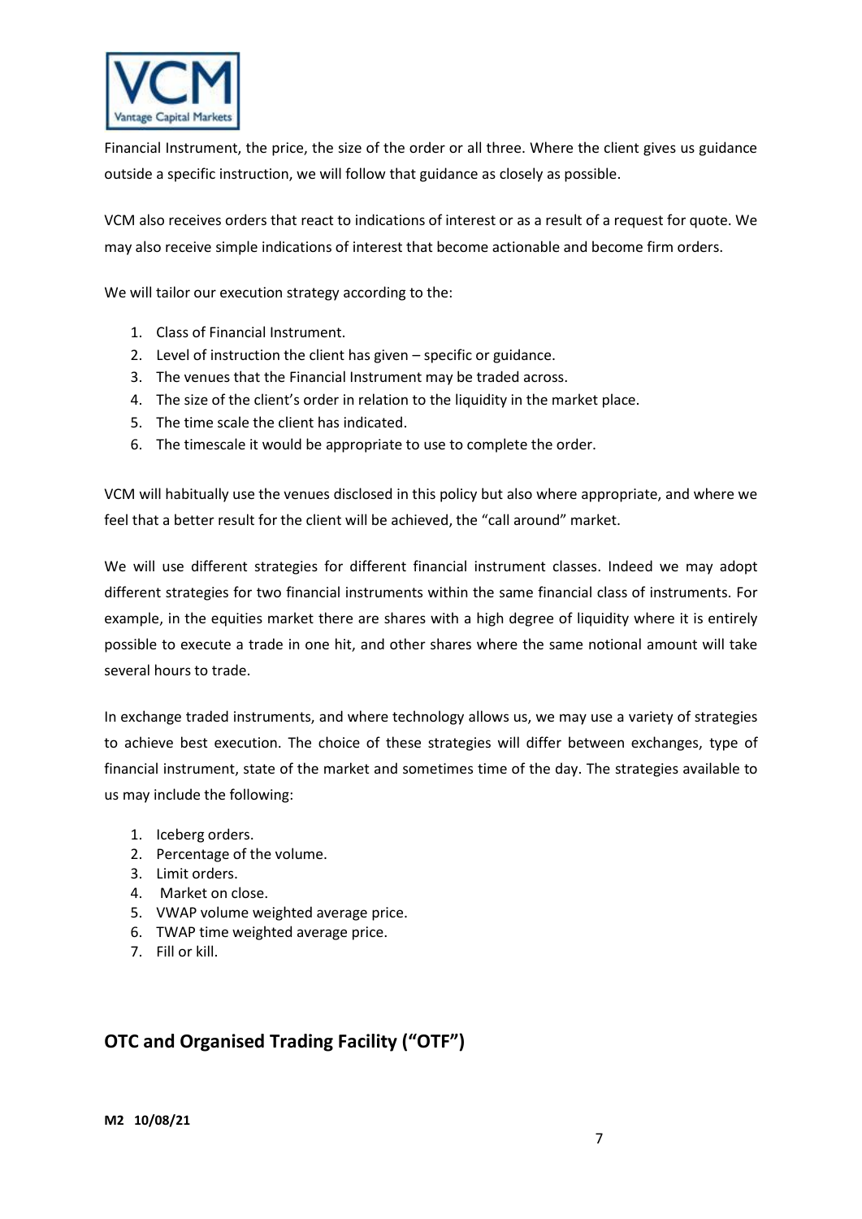Financial Instrument, the price, the size of the order or all three. Where the client gives us guidance outside a specific instruction, we will follow that guidance as closely as possible.

VCM also receives orders that react to indications of interest or as a result of a request for quote. We may also receive simple indications of interest that become actionable and become firm orders.

We will tailor our execution strategy according to the:

1. Class of Financial Instrument.
2. Level of instruction the client has given – specific or guidance.
3. The venues that the Financial Instrument may be traded across.
4. The size of the client's order in relation to the liquidity in the market place.
5. The time scale the client has indicated.
6. The timescale it would be appropriate to use to complete the order.

VCM will habitually use the venues disclosed in this policy but also where appropriate, and where we feel that a better result for the client will be achieved, the "call around" market.

We will use different strategies for different financial instrument classes. Indeed we may adopt different strategies for two financial instruments within the same financial class of instruments. For example, in the equities market there are shares with a high degree of liquidity where it is entirely possible to execute a trade in one hit, and other shares where the same notional amount will take several hours to trade.

In exchange traded instruments, and where technology allows us, we may use a variety of strategies to achieve best execution. The choice of these strategies will differ between exchanges, type of financial instrument, state of the market and sometimes time of the day. The strategies available to us may include the following:

1. Iceberg orders.
2. Percentage of the volume.
3. Limit orders.
4. Market on close.
5. VWAP volume weighted average price.
6. TWAP time weighted average price.
7. Fill or kill.

## OTC and Organised Trading Facility ("OTF")

**M2 10/08/21**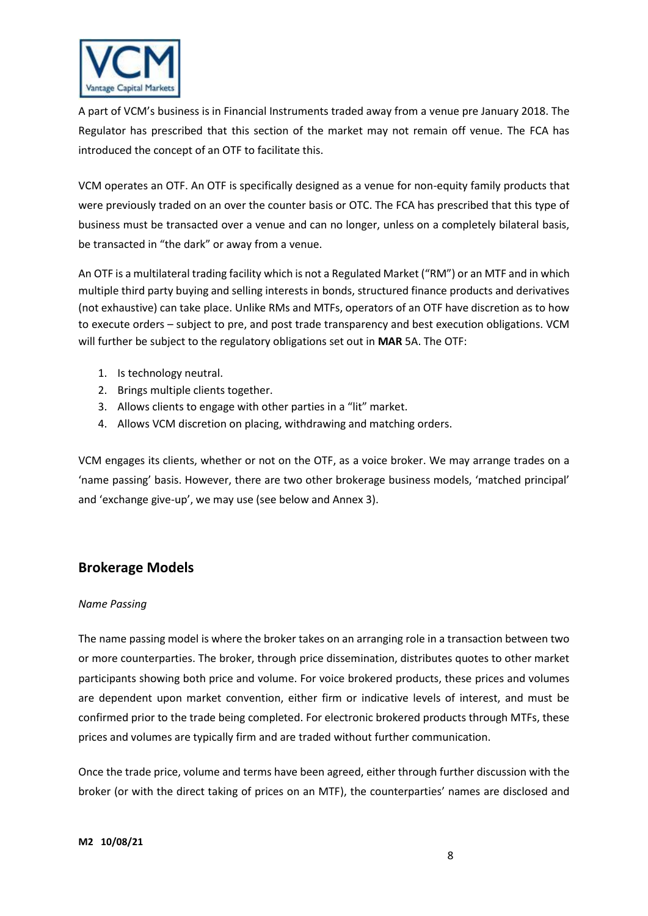A part of VCM's business is in Financial Instruments traded away from a venue pre January 2018. The Regulator has prescribed that this section of the market may not remain off venue. The FCA has introduced the concept of an OTF to facilitate this.

VCM operates an OTF. An OTF is specifically designed as a venue for non-equity family products that were previously traded on an over the counter basis or OTC. The FCA has prescribed that this type of business must be transacted over a venue and can no longer, unless on a completely bilateral basis, be transacted in "the dark" or away from a venue.

An OTF is a multilateral trading facility which is not a Regulated Market ("RM") or an MTF and in which multiple third party buying and selling interests in bonds, structured finance products and derivatives (not exhaustive) can take place. Unlike RMs and MTFs, operators of an OTF have discretion as to how to execute orders – subject to pre, and post trade transparency and best execution obligations. VCM will further be subject to the regulatory obligations set out in **MAR** 5A. The OTF:

1. Is technology neutral.
2. Brings multiple clients together.
3. Allows clients to engage with other parties in a "lit" market.
4. Allows VCM discretion on placing, withdrawing and matching orders.

VCM engages its clients, whether or not on the OTF, as a voice broker. We may arrange trades on a 'name passing' basis. However, there are two other brokerage business models, 'matched principal' and 'exchange give-up', we may use (see below and Annex 3).

## Brokerage Models

*Name Passing*

The name passing model is where the broker takes on an arranging role in a transaction between two or more counterparties. The broker, through price dissemination, distributes quotes to other market participants showing both price and volume. For voice brokered products, these prices and volumes are dependent upon market convention, either firm or indicative levels of interest, and must be confirmed prior to the trade being completed. For electronic brokered products through MTFs, these prices and volumes are typically firm and are traded without further communication.

Once the trade price, volume and terms have been agreed, either through further discussion with the broker (or with the direct taking of prices on an MTF), the counterparties' names are disclosed and

**M2 10/08/21**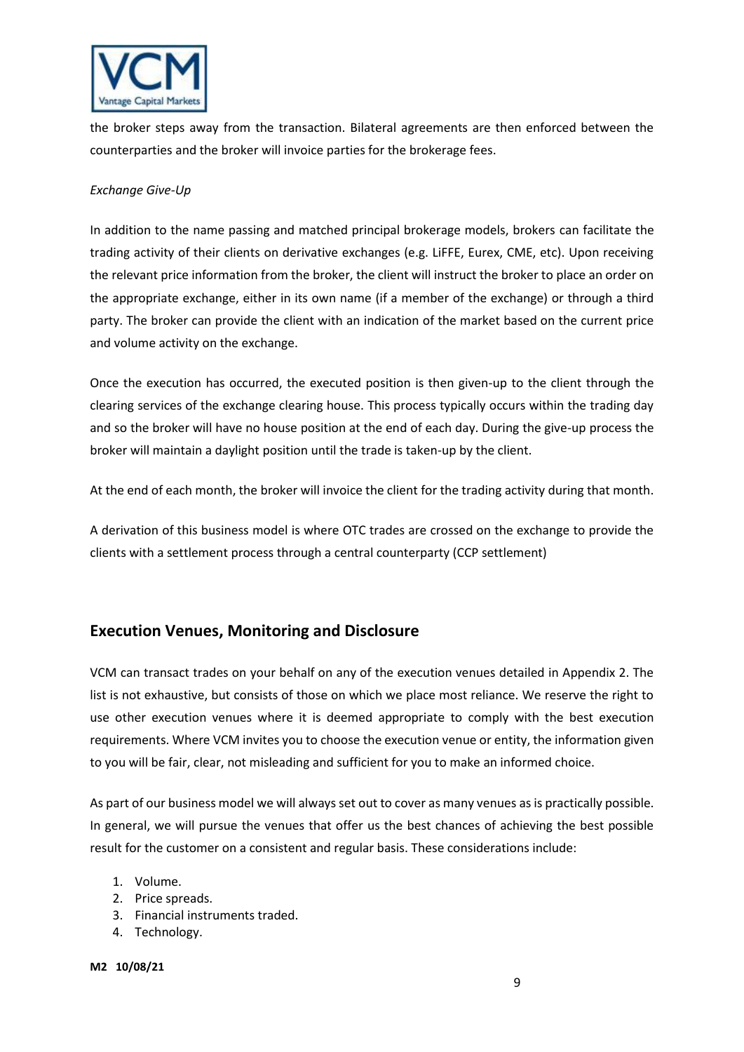the broker steps away from the transaction. Bilateral agreements are then enforced between the counterparties and the broker will invoice parties for the brokerage fees.

*Exchange Give-Up*

In addition to the name passing and matched principal brokerage models, brokers can facilitate the trading activity of their clients on derivative exchanges (e.g. LiFFE, Eurex, CME, etc). Upon receiving the relevant price information from the broker, the client will instruct the broker to place an order on the appropriate exchange, either in its own name (if a member of the exchange) or through a third party. The broker can provide the client with an indication of the market based on the current price and volume activity on the exchange.

Once the execution has occurred, the executed position is then given-up to the client through the clearing services of the exchange clearing house. This process typically occurs within the trading day and so the broker will have no house position at the end of each day. During the give-up process the broker will maintain a daylight position until the trade is taken-up by the client.

At the end of each month, the broker will invoice the client for the trading activity during that month.

A derivation of this business model is where OTC trades are crossed on the exchange to provide the clients with a settlement process through a central counterparty (CCP settlement)

## Execution Venues, Monitoring and Disclosure

VCM can transact trades on your behalf on any of the execution venues detailed in Appendix 2. The list is not exhaustive, but consists of those on which we place most reliance. We reserve the right to use other execution venues where it is deemed appropriate to comply with the best execution requirements. Where VCM invites you to choose the execution venue or entity, the information given to you will be fair, clear, not misleading and sufficient for you to make an informed choice.

As part of our business model we will always set out to cover as many venues as is practically possible. In general, we will pursue the venues that offer us the best chances of achieving the best possible result for the customer on a consistent and regular basis. These considerations include:

1. Volume.
2. Price spreads.
3. Financial instruments traded.
4. Technology.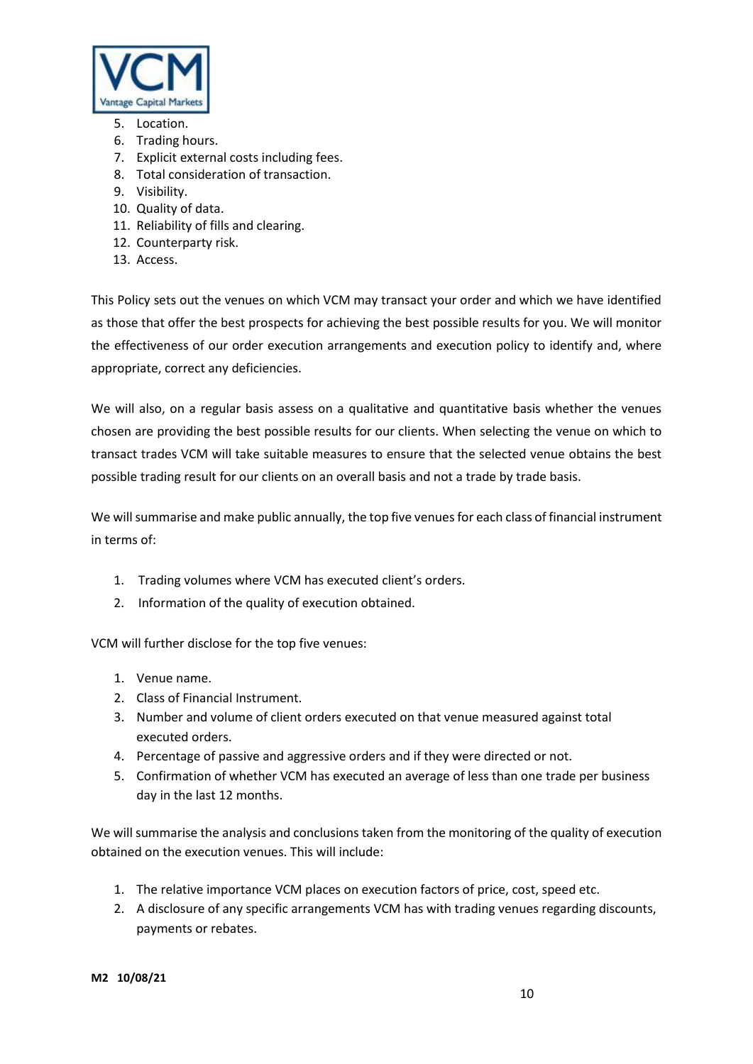5. Location.
6. Trading hours.
7. Explicit external costs including fees.
8. Total consideration of transaction.
9. Visibility.
10. Quality of data.
11. Reliability of fills and clearing.
12. Counterparty risk.
13. Access.

This Policy sets out the venues on which VCM may transact your order and which we have identified as those that offer the best prospects for achieving the best possible results for you. We will monitor the effectiveness of our order execution arrangements and execution policy to identify and, where appropriate, correct any deficiencies.

We will also, on a regular basis assess on a qualitative and quantitative basis whether the venues chosen are providing the best possible results for our clients. When selecting the venue on which to transact trades VCM will take suitable measures to ensure that the selected venue obtains the best possible trading result for our clients on an overall basis and not a trade by trade basis.

We will summarise and make public annually, the top five venues for each class of financial instrument in terms of:

1. Trading volumes where VCM has executed client's orders.
2. Information of the quality of execution obtained.

VCM will further disclose for the top five venues:

1. Venue name.
2. Class of Financial Instrument.
3. Number and volume of client orders executed on that venue measured against total executed orders.
4. Percentage of passive and aggressive orders and if they were directed or not.
5. Confirmation of whether VCM has executed an average of less than one trade per business day in the last 12 months.

We will summarise the analysis and conclusions taken from the monitoring of the quality of execution obtained on the execution venues. This will include:

1. The relative importance VCM places on execution factors of price, cost, speed etc.
2. A disclosure of any specific arrangements VCM has with trading venues regarding discounts, payments or rebates.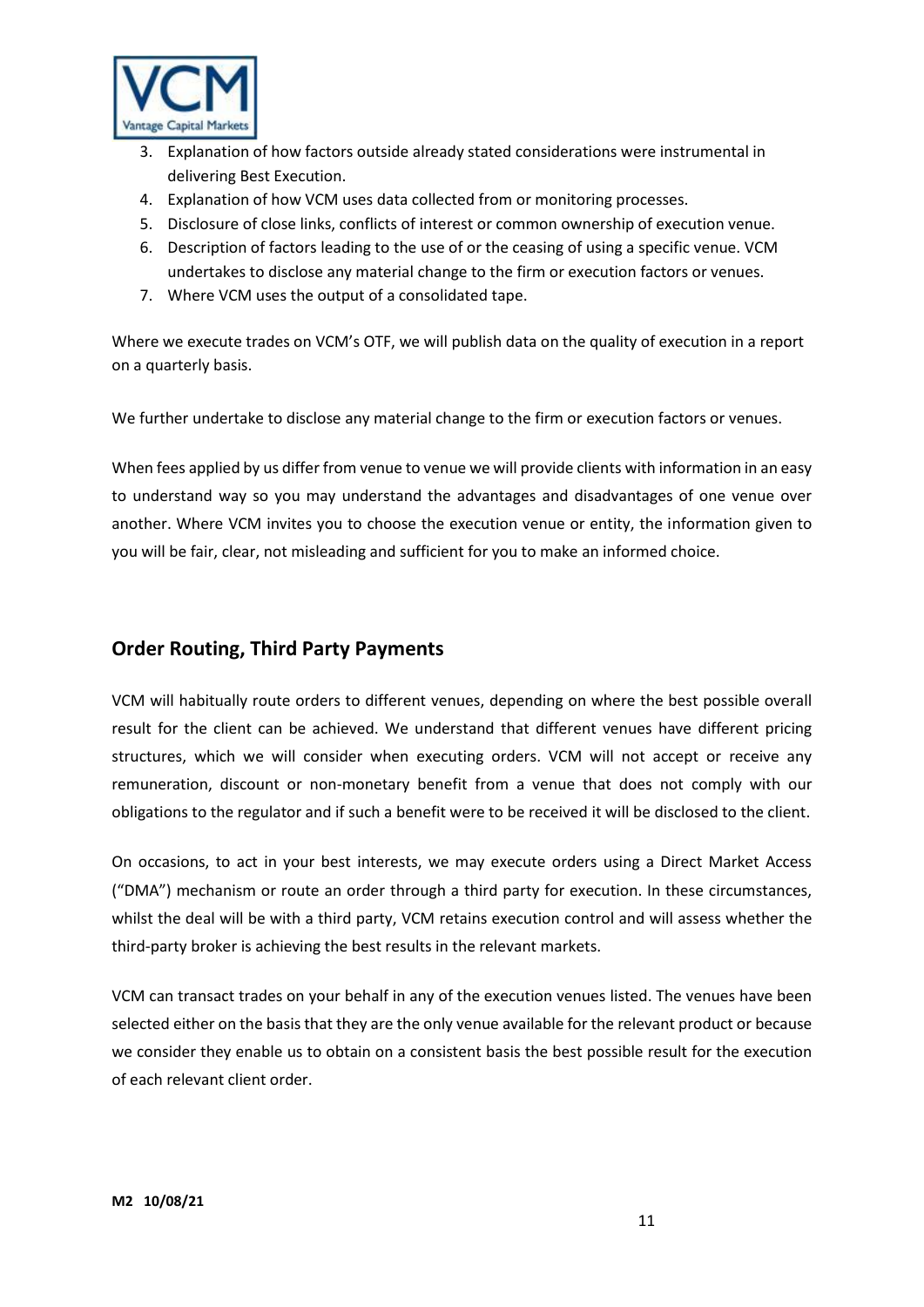3. Explanation of how factors outside already stated considerations were instrumental in delivering Best Execution.
4. Explanation of how VCM uses data collected from or monitoring processes.
5. Disclosure of close links, conflicts of interest or common ownership of execution venue.
6. Description of factors leading to the use of or the ceasing of using a specific venue. VCM undertakes to disclose any material change to the firm or execution factors or venues.
7. Where VCM uses the output of a consolidated tape.

Where we execute trades on VCM's OTF, we will publish data on the quality of execution in a report on a quarterly basis.

We further undertake to disclose any material change to the firm or execution factors or venues.

When fees applied by us differ from venue to venue we will provide clients with information in an easy to understand way so you may understand the advantages and disadvantages of one venue over another. Where VCM invites you to choose the execution venue or entity, the information given to you will be fair, clear, not misleading and sufficient for you to make an informed choice.

## Order Routing, Third Party Payments

VCM will habitually route orders to different venues, depending on where the best possible overall result for the client can be achieved. We understand that different venues have different pricing structures, which we will consider when executing orders. VCM will not accept or receive any remuneration, discount or non-monetary benefit from a venue that does not comply with our obligations to the regulator and if such a benefit were to be received it will be disclosed to the client.

On occasions, to act in your best interests, we may execute orders using a Direct Market Access ("DMA") mechanism or route an order through a third party for execution. In these circumstances, whilst the deal will be with a third party, VCM retains execution control and will assess whether the third-party broker is achieving the best results in the relevant markets.

VCM can transact trades on your behalf in any of the execution venues listed. The venues have been selected either on the basis that they are the only venue available for the relevant product or because we consider they enable us to obtain on a consistent basis the best possible result for the execution of each relevant client order.

**M2 10/08/21**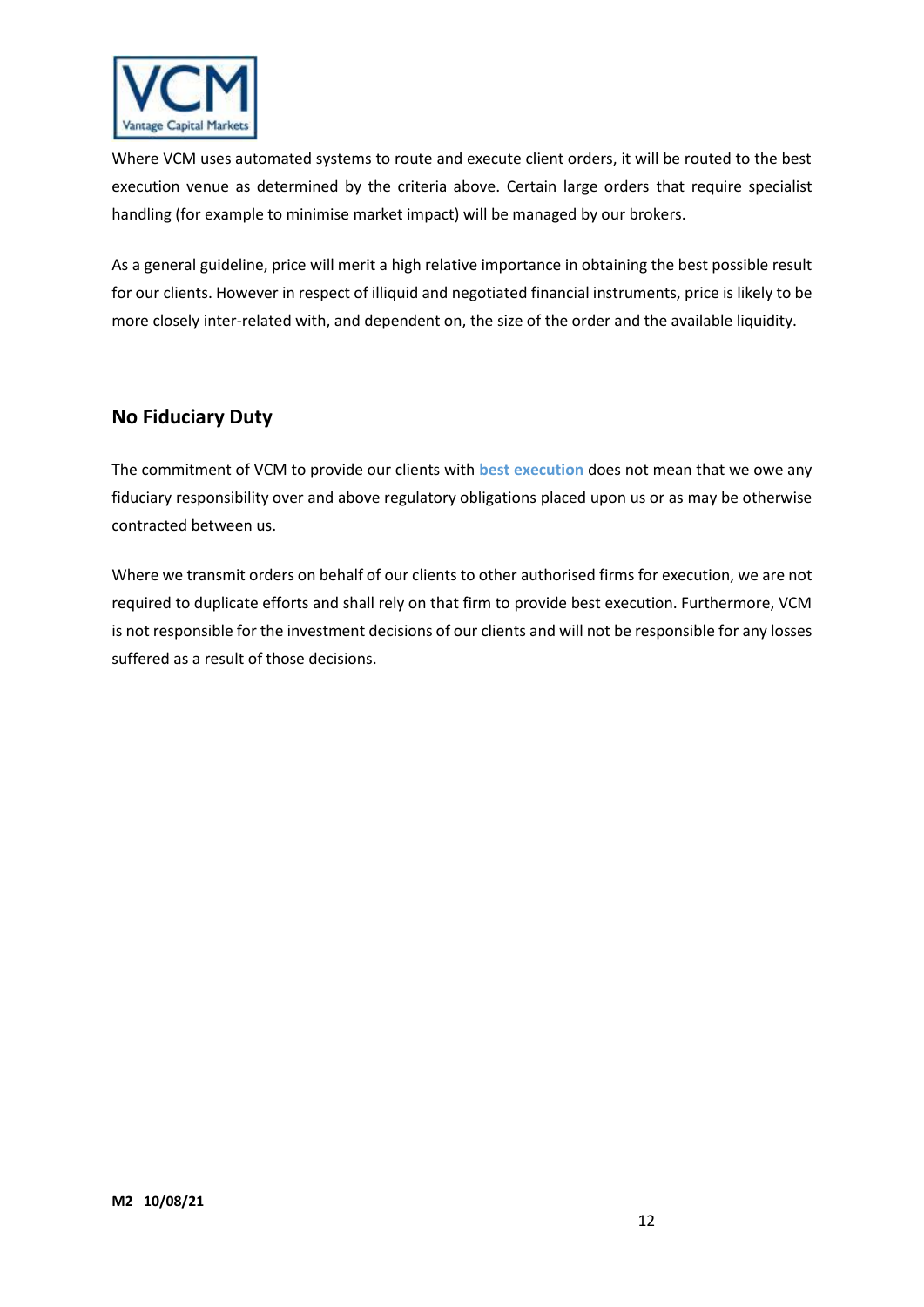Where VCM uses automated systems to route and execute client orders, it will be routed to the best execution venue as determined by the criteria above. Certain large orders that require specialist handling (for example to minimise market impact) will be managed by our brokers.

As a general guideline, price will merit a high relative importance in obtaining the best possible result for our clients. However in respect of illiquid and negotiated financial instruments, price is likely to be more closely inter-related with, and dependent on, the size of the order and the available liquidity.

## No Fiduciary Duty

The commitment of VCM to provide our clients with **best execution** does not mean that we owe any fiduciary responsibility over and above regulatory obligations placed upon us or as may be otherwise contracted between us.

Where we transmit orders on behalf of our clients to other authorised firms for execution, we are not required to duplicate efforts and shall rely on that firm to provide best execution. Furthermore, VCM is not responsible for the investment decisions of our clients and will not be responsible for any losses suffered as a result of those decisions.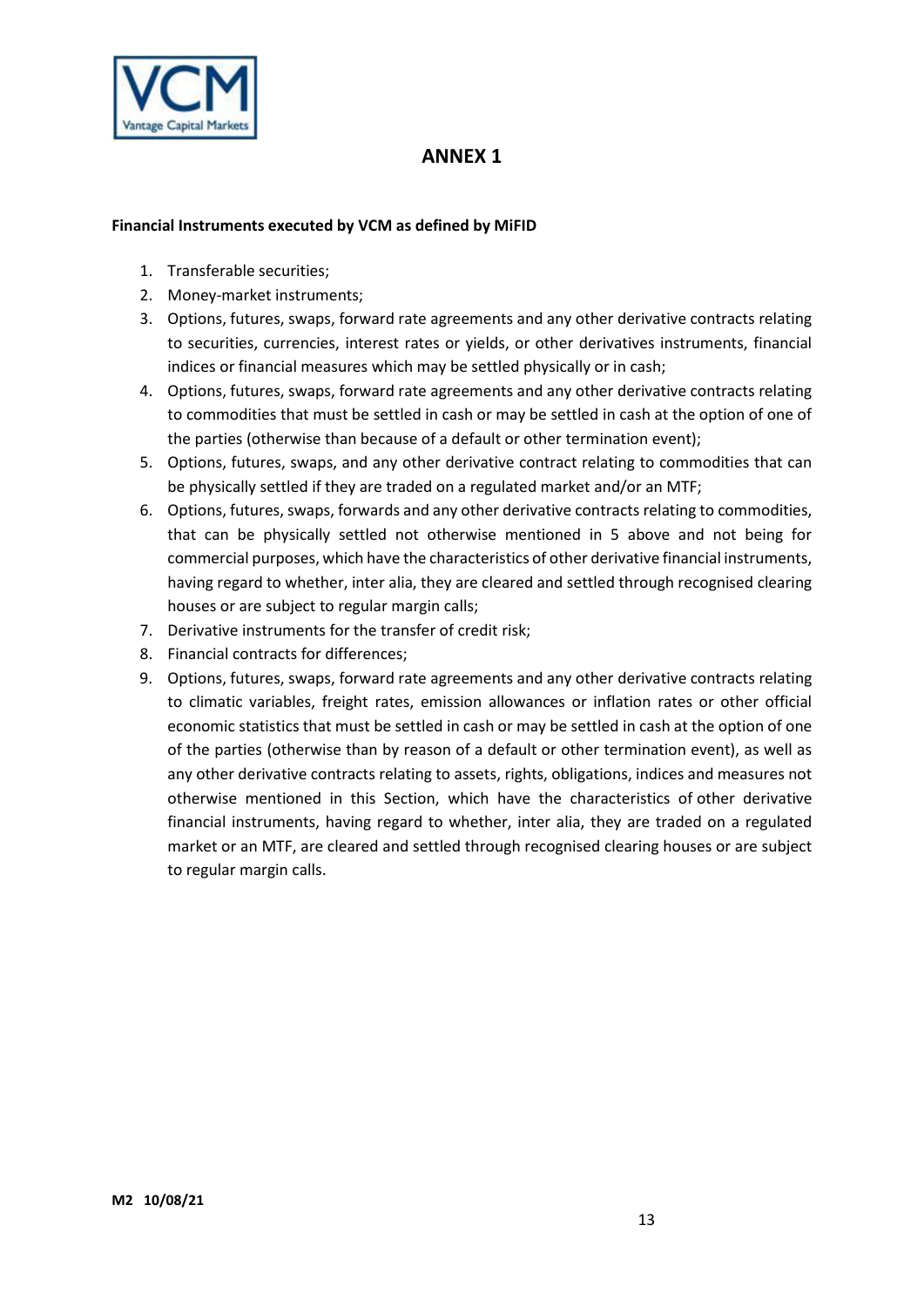# ANNEX 1

**Financial Instruments executed by VCM as defined by MiFID**

1. Transferable securities;
2. Money-market instruments;
3. Options, futures, swaps, forward rate agreements and any other derivative contracts relating to securities, currencies, interest rates or yields, or other derivatives instruments, financial indices or financial measures which may be settled physically or in cash;
4. Options, futures, swaps, forward rate agreements and any other derivative contracts relating to commodities that must be settled in cash or may be settled in cash at the option of one of the parties (otherwise than because of a default or other termination event);
5. Options, futures, swaps, and any other derivative contract relating to commodities that can be physically settled if they are traded on a regulated market and/or an MTF;
6. Options, futures, swaps, forwards and any other derivative contracts relating to commodities, that can be physically settled not otherwise mentioned in 5 above and not being for commercial purposes, which have the characteristics of other derivative financial instruments, having regard to whether, inter alia, they are cleared and settled through recognised clearing houses or are subject to regular margin calls;
7. Derivative instruments for the transfer of credit risk;
8. Financial contracts for differences;
9. Options, futures, swaps, forward rate agreements and any other derivative contracts relating to climatic variables, freight rates, emission allowances or inflation rates or other official economic statistics that must be settled in cash or may be settled in cash at the option of one of the parties (otherwise than by reason of a default or other termination event), as well as any other derivative contracts relating to assets, rights, obligations, indices and measures not otherwise mentioned in this Section, which have the characteristics of other derivative financial instruments, having regard to whether, inter alia, they are traded on a regulated market or an MTF, are cleared and settled through recognised clearing houses or are subject to regular margin calls.

**M2 10/08/21**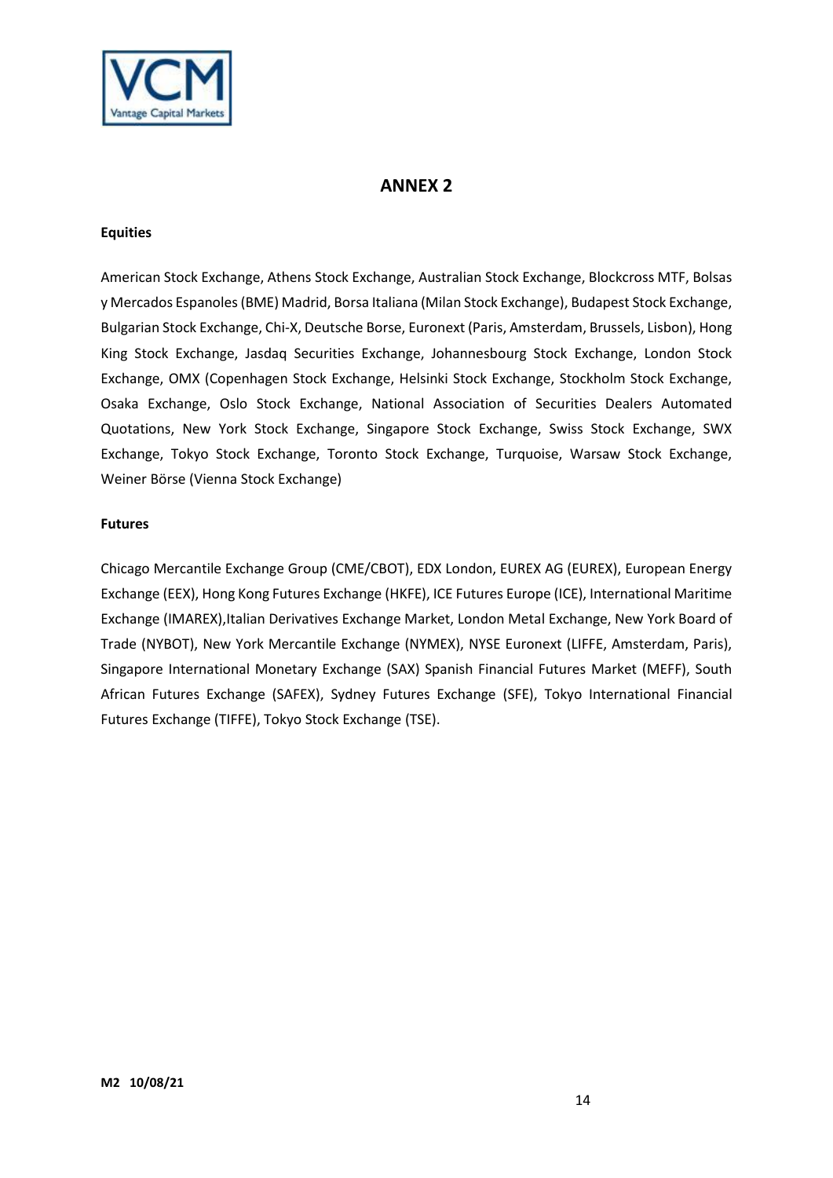# ANNEX 2

**Equities**

American Stock Exchange, Athens Stock Exchange, Australian Stock Exchange, Blockcross MTF, Bolsas y Mercados Espanoles (BME) Madrid, Borsa Italiana (Milan Stock Exchange), Budapest Stock Exchange, Bulgarian Stock Exchange, Chi-X, Deutsche Borse, Euronext (Paris, Amsterdam, Brussels, Lisbon), Hong King Stock Exchange, Jasdaq Securities Exchange, Johannesbourg Stock Exchange, London Stock Exchange, OMX (Copenhagen Stock Exchange, Helsinki Stock Exchange, Stockholm Stock Exchange, Osaka Exchange, Oslo Stock Exchange, National Association of Securities Dealers Automated Quotations, New York Stock Exchange, Singapore Stock Exchange, Swiss Stock Exchange, SWX Exchange, Tokyo Stock Exchange, Toronto Stock Exchange, Turquoise, Warsaw Stock Exchange, Weiner Börse (Vienna Stock Exchange)

**Futures**

Chicago Mercantile Exchange Group (CME/CBOT), EDX London, EUREX AG (EUREX), European Energy Exchange (EEX), Hong Kong Futures Exchange (HKFE), ICE Futures Europe (ICE), International Maritime Exchange (IMAREX),Italian Derivatives Exchange Market, London Metal Exchange, New York Board of Trade (NYBOT), New York Mercantile Exchange (NYMEX), NYSE Euronext (LIFFE, Amsterdam, Paris), Singapore International Monetary Exchange (SAX) Spanish Financial Futures Market (MEFF), South African Futures Exchange (SAFEX), Sydney Futures Exchange (SFE), Tokyo International Financial Futures Exchange (TIFFE), Tokyo Stock Exchange (TSE).

**M2 10/08/21**